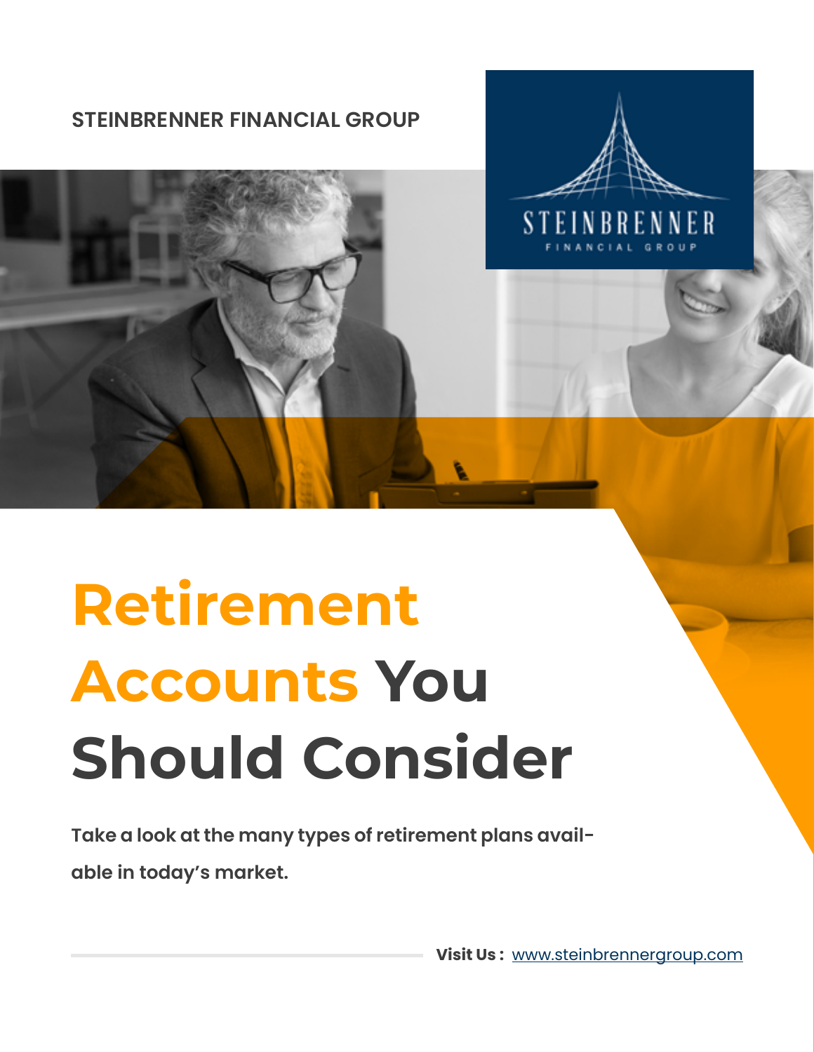STEINBRENNER FINANCIAL GROUP

# Retirement Accounts You Should Consider

**Take a look at the many types of retirement plans available in today's market.**

**Visit Us :** www.steinbrennergroup.com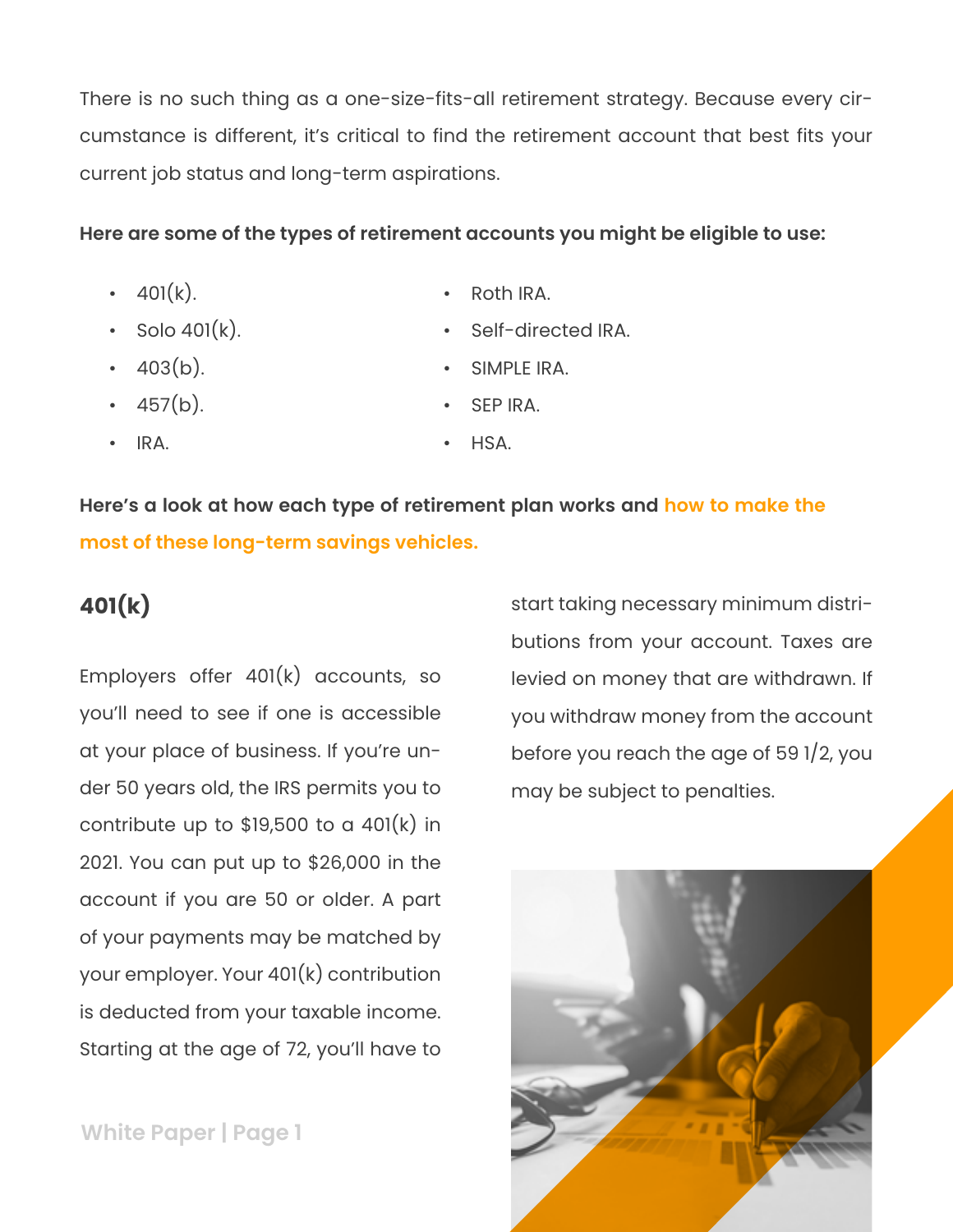There is no such thing as a one-size-fits-all retirement strategy. Because every circumstance is different, it's critical to find the retirement account that best fits your current job status and long-term aspirations.

**Here are some of the types of retirement accounts you might be eligible to use:**

- 401(k).
- Solo 401(k).
- 403(b).
- 457(b).
- IRA.
- Roth IRA.
- Self-directed IRA.
- SIMPLE IRA.
- SEP IRA.
- HSA.

**Here's a look at how each type of retirement plan works and how to make the most of these long-term savings vehicles.**

## 401(k)

Employers offer 401(k) accounts, so you'll need to see if one is accessible at your place of business. If you're under 50 years old, the IRS permits you to contribute up to $19,500 to a 401(k) in 2021. You can put up to $26,000 in the account if you are 50 or older. A part of your payments may be matched by your employer. Your 401(k) contribution is deducted from your taxable income. Starting at the age of 72, you'll have to start taking necessary minimum distributions from your account. Taxes are levied on money that are withdrawn. If you withdraw money from the account before you reach the age of 59 1/2, you may be subject to penalties.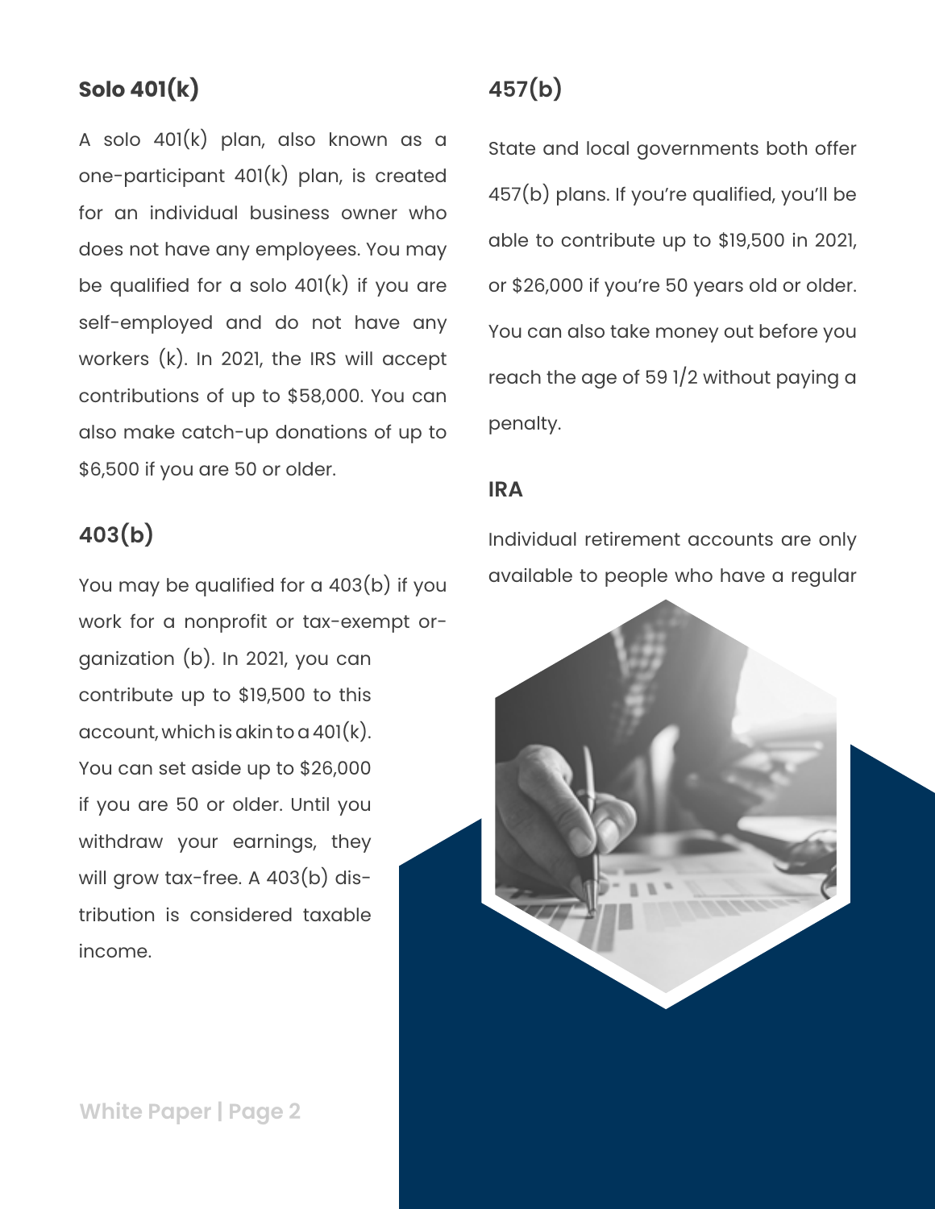## Solo 401(k)

A solo 401(k) plan, also known as a one-participant 401(k) plan, is created for an individual business owner who does not have any employees. You may be qualified for a solo 401(k) if you are self-employed and do not have any workers (k). In 2021, the IRS will accept contributions of up to $58,000. You can also make catch-up donations of up to $6,500 if you are 50 or older.

## 403(b)

You may be qualified for a 403(b) if you work for a nonprofit or tax-exempt organization (b). In 2021, you can contribute up to $19,500 to this account, which is akin to a 401(k). You can set aside up to $26,000 if you are 50 or older. Until you withdraw your earnings, they will grow tax-free. A 403(b) distribution is considered taxable income.

## 457(b)

State and local governments both offer 457(b) plans. If you're qualified, you'll be able to contribute up to $19,500 in 2021, or $26,000 if you're 50 years old or older. You can also take money out before you reach the age of 59 1/2 without paying a penalty.

### IRA

Individual retirement accounts are only available to people who have a regular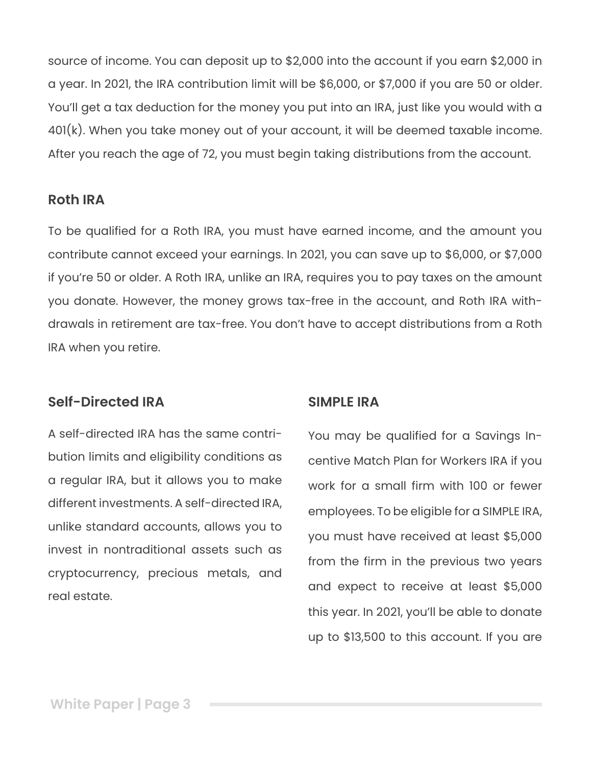source of income. You can deposit up to $2,000 into the account if you earn $2,000 in a year. In 2021, the IRA contribution limit will be $6,000, or $7,000 if you are 50 or older. You'll get a tax deduction for the money you put into an IRA, just like you would with a 401(k). When you take money out of your account, it will be deemed taxable income. After you reach the age of 72, you must begin taking distributions from the account.

### Roth IRA

To be qualified for a Roth IRA, you must have earned income, and the amount you contribute cannot exceed your earnings. In 2021, you can save up to $6,000, or $7,000 if you're 50 or older. A Roth IRA, unlike an IRA, requires you to pay taxes on the amount you donate. However, the money grows tax-free in the account, and Roth IRA withdrawals in retirement are tax-free. You don't have to accept distributions from a Roth IRA when you retire.

### Self-Directed IRA

A self-directed IRA has the same contribution limits and eligibility conditions as a regular IRA, but it allows you to make different investments. A self-directed IRA, unlike standard accounts, allows you to invest in nontraditional assets such as cryptocurrency, precious metals, and real estate.

### SIMPLE IRA

You may be qualified for a Savings Incentive Match Plan for Workers IRA if you work for a small firm with 100 or fewer employees. To be eligible for a SIMPLE IRA, you must have received at least $5,000 from the firm in the previous two years and expect to receive at least $5,000 this year. In 2021, you'll be able to donate up to $13,500 to this account. If you are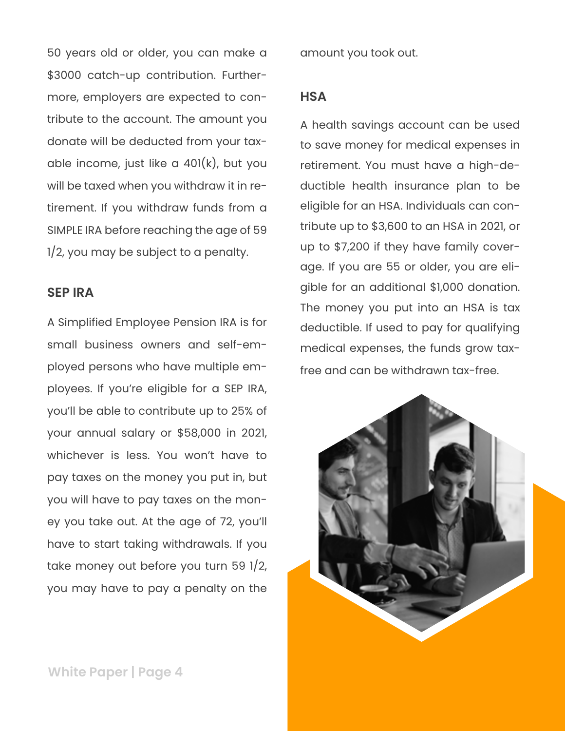50 years old or older, you can make a $3000 catch-up contribution. Furthermore, employers are expected to contribute to the account. The amount you donate will be deducted from your taxable income, just like a 401(k), but you will be taxed when you withdraw it in retirement. If you withdraw funds from a SIMPLE IRA before reaching the age of 59 1/2, you may be subject to a penalty.

### SEP IRA

A Simplified Employee Pension IRA is for small business owners and self-employed persons who have multiple employees. If you're eligible for a SEP IRA, you'll be able to contribute up to 25% of your annual salary or $58,000 in 2021, whichever is less. You won't have to pay taxes on the money you put in, but you will have to pay taxes on the money you take out. At the age of 72, you'll have to start taking withdrawals. If you take money out before you turn 59 1/2, you may have to pay a penalty on the amount you took out.

### HSA

A health savings account can be used to save money for medical expenses in retirement. You must have a high-deductible health insurance plan to be eligible for an HSA. Individuals can contribute up to $3,600 to an HSA in 2021, or up to $7,200 if they have family coverage. If you are 55 or older, you are eligible for an additional $1,000 donation. The money you put into an HSA is tax deductible. If used to pay for qualifying medical expenses, the funds grow tax-free and can be withdrawn tax-free.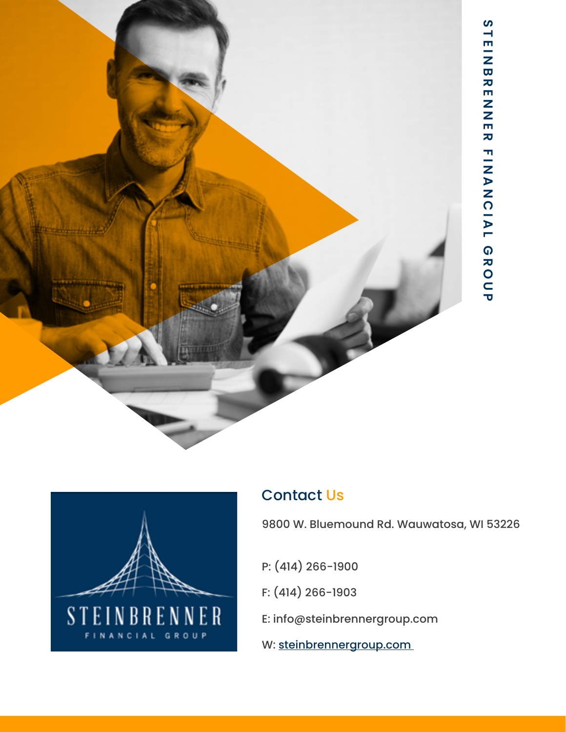STEINBRENNER FINANCIAL GROUP

STEINBRENNER

FINANCIAL GROUP

## Contact Us

9800 W. Bluemound Rd. Wauwatosa, WI 53226

P: (414) 266-1900

F: (414) 266-1903

E: info@steinbrennergroup.com

W: steinbrennergroup.com